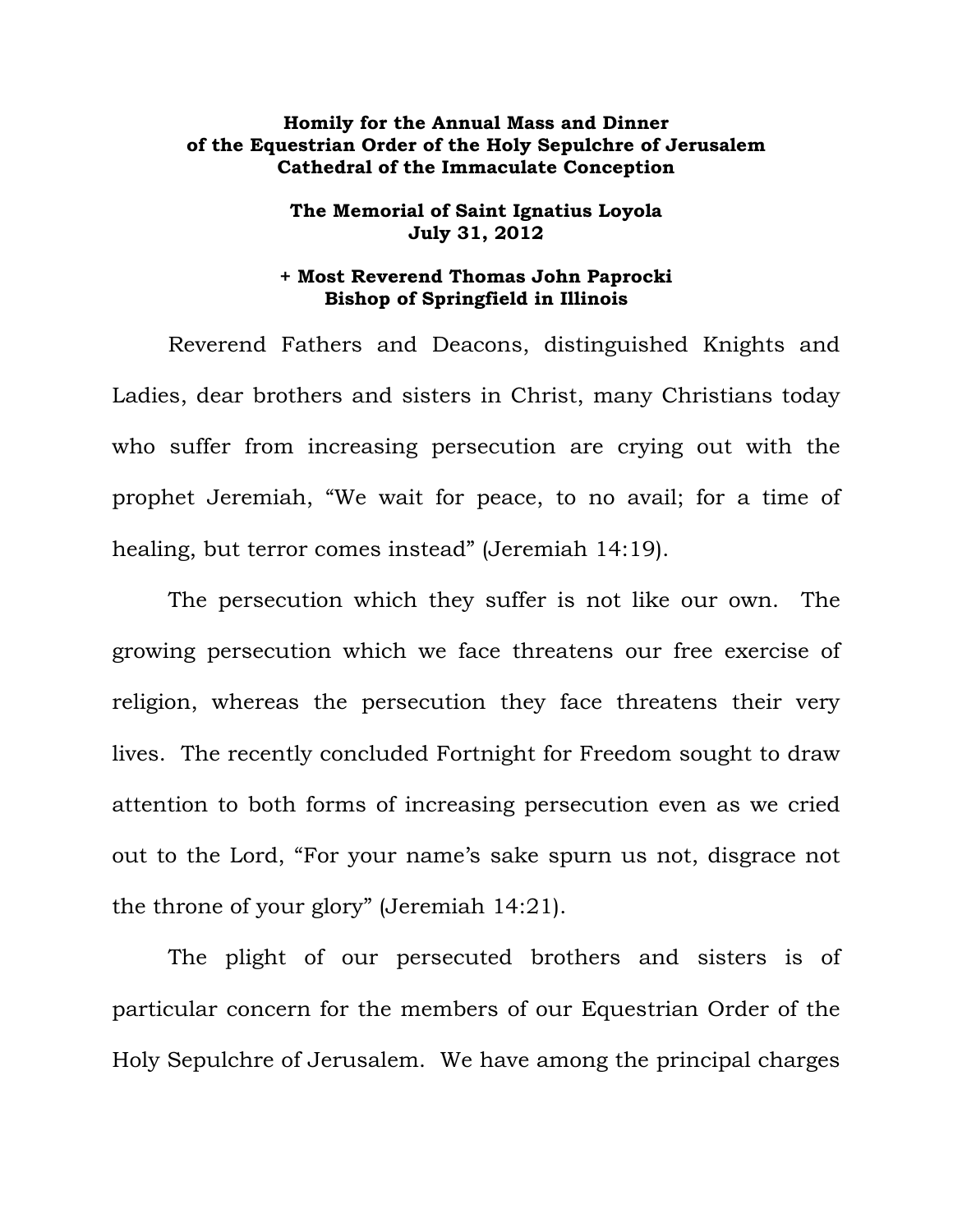**Homily for the Annual Mass and Dinner of the Equestrian Order of the Holy Sepulchre of Jerusalem Cathedral of the Immaculate Conception**

**The Memorial of Saint Ignatius Loyola July 31, 2012**

**+ Most Reverend Thomas John Paprocki Bishop of Springfield in Illinois**

Reverend Fathers and Deacons, distinguished Knights and Ladies, dear brothers and sisters in Christ, many Christians today who suffer from increasing persecution are crying out with the prophet Jeremiah, "We wait for peace, to no avail; for a time of healing, but terror comes instead" (Jeremiah 14:19).

The persecution which they suffer is not like our own. The growing persecution which we face threatens our free exercise of religion, whereas the persecution they face threatens their very lives. The recently concluded Fortnight for Freedom sought to draw attention to both forms of increasing persecution even as we cried out to the Lord, "For your name's sake spurn us not, disgrace not the throne of your glory" (Jeremiah 14:21).

The plight of our persecuted brothers and sisters is of particular concern for the members of our Equestrian Order of the Holy Sepulchre of Jerusalem. We have among the principal charges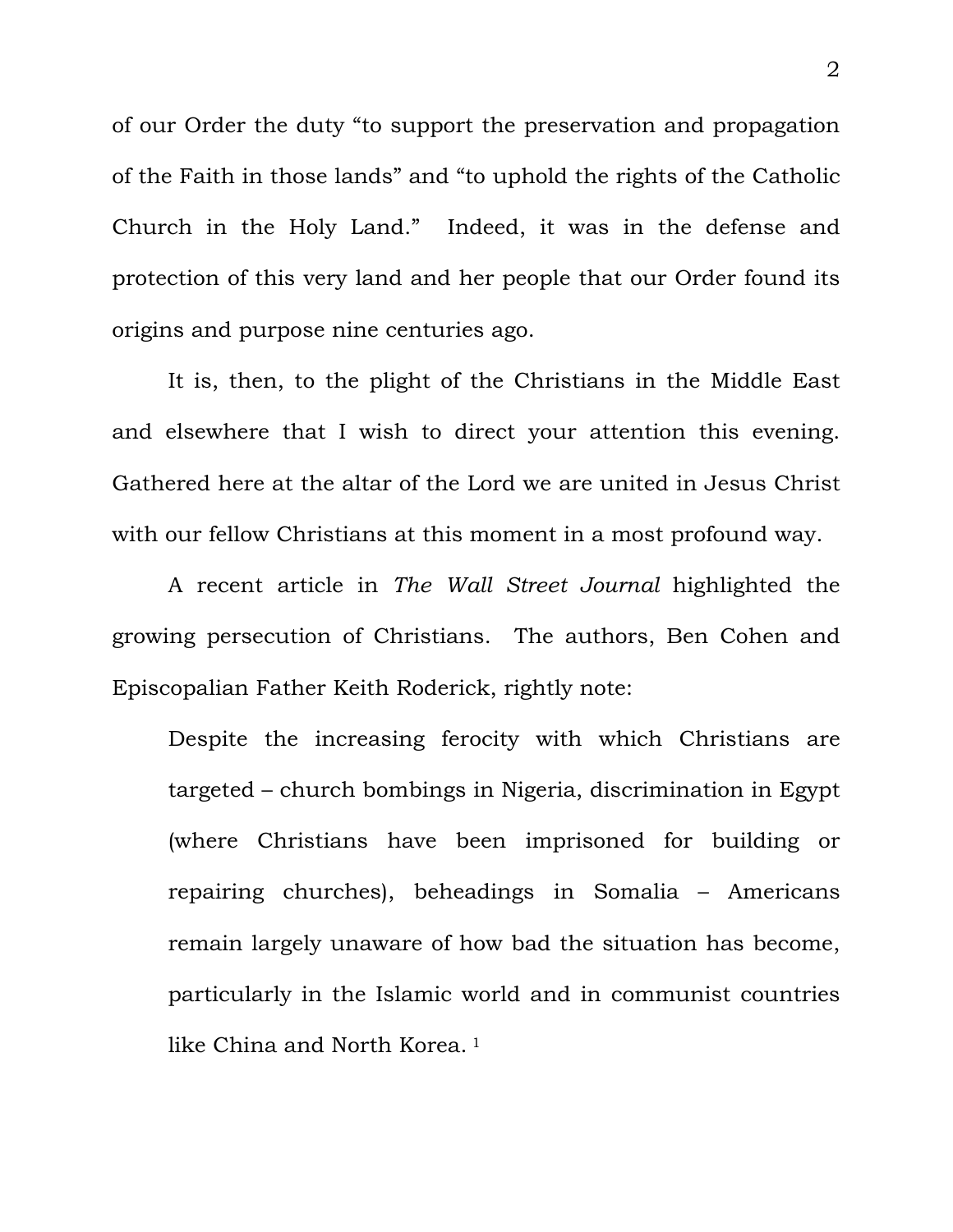of our Order the duty "to support the preservation and propagation of the Faith in those lands" and "to uphold the rights of the Catholic Church in the Holy Land." Indeed, it was in the defense and protection of this very land and her people that our Order found its origins and purpose nine centuries ago.

It is, then, to the plight of the Christians in the Middle East and elsewhere that I wish to direct your attention this evening. Gathered here at the altar of the Lord we are united in Jesus Christ with our fellow Christians at this moment in a most profound way.

A recent article in *The Wall Street Journal* highlighted the growing persecution of Christians. The authors, Ben Cohen and Episcopalian Father Keith Roderick, rightly note:

> Despite the increasing ferocity with which Christians are targeted – church bombings in Nigeria, discrimination in Egypt (where Christians have been imprisoned for building or repairing churches), beheadings in Somalia – Americans remain largely unaware of how bad the situation has become, particularly in the Islamic world and in communist countries like China and North Korea. [1]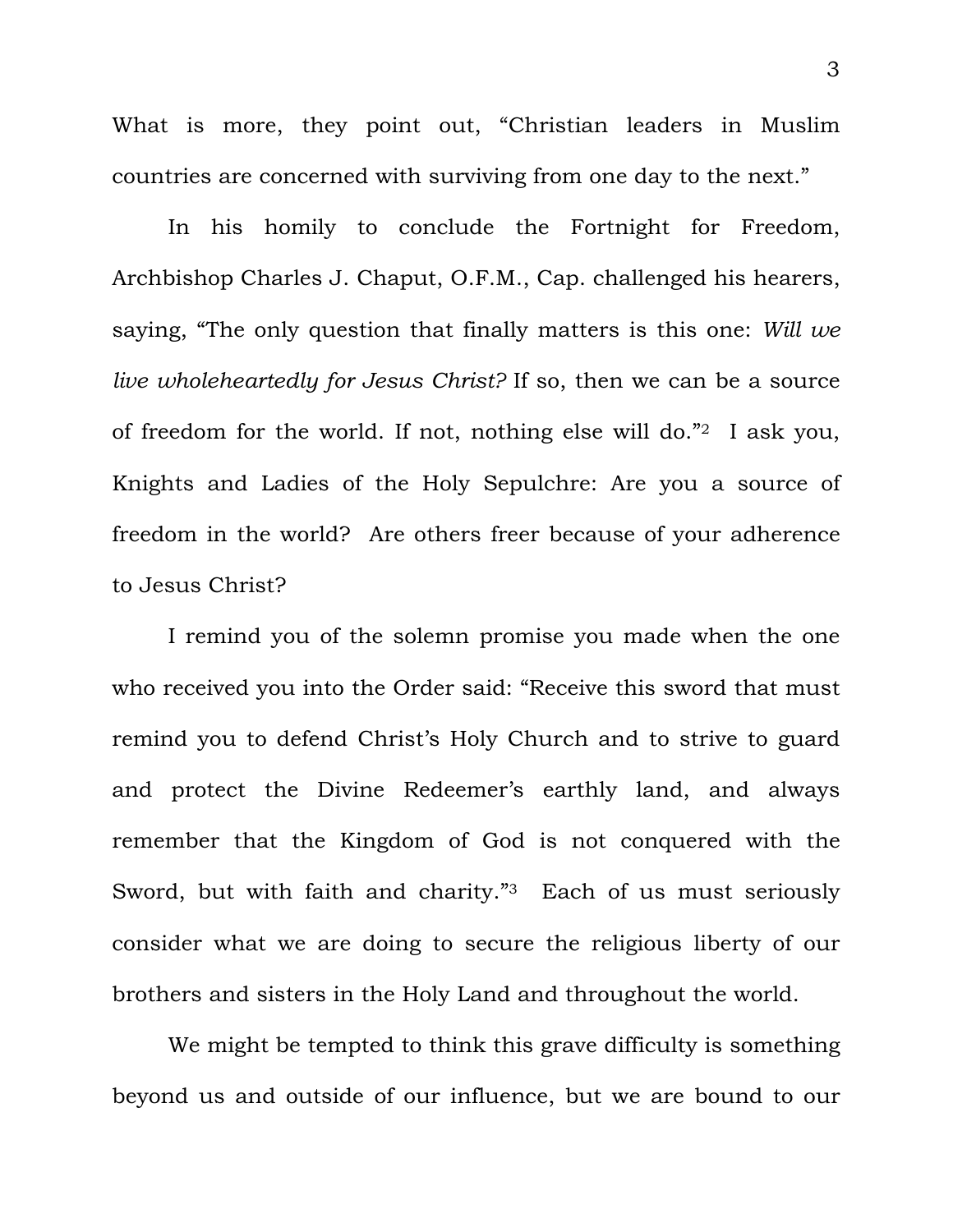What is more, they point out, "Christian leaders in Muslim countries are concerned with surviving from one day to the next."

In his homily to conclude the Fortnight for Freedom, Archbishop Charles J. Chaput, O.F.M., Cap. challenged his hearers, saying, "The only question that finally matters is this one: *Will we live wholeheartedly for Jesus Christ?* If so, then we can be a source of freedom for the world. If not, nothing else will do."[2] I ask you, Knights and Ladies of the Holy Sepulchre: Are you a source of freedom in the world? Are others freer because of your adherence to Jesus Christ?

I remind you of the solemn promise you made when the one who received you into the Order said: "Receive this sword that must remind you to defend Christ's Holy Church and to strive to guard and protect the Divine Redeemer's earthly land, and always remember that the Kingdom of God is not conquered with the Sword, but with faith and charity."[3] Each of us must seriously consider what we are doing to secure the religious liberty of our brothers and sisters in the Holy Land and throughout the world.

We might be tempted to think this grave difficulty is something beyond us and outside of our influence, but we are bound to our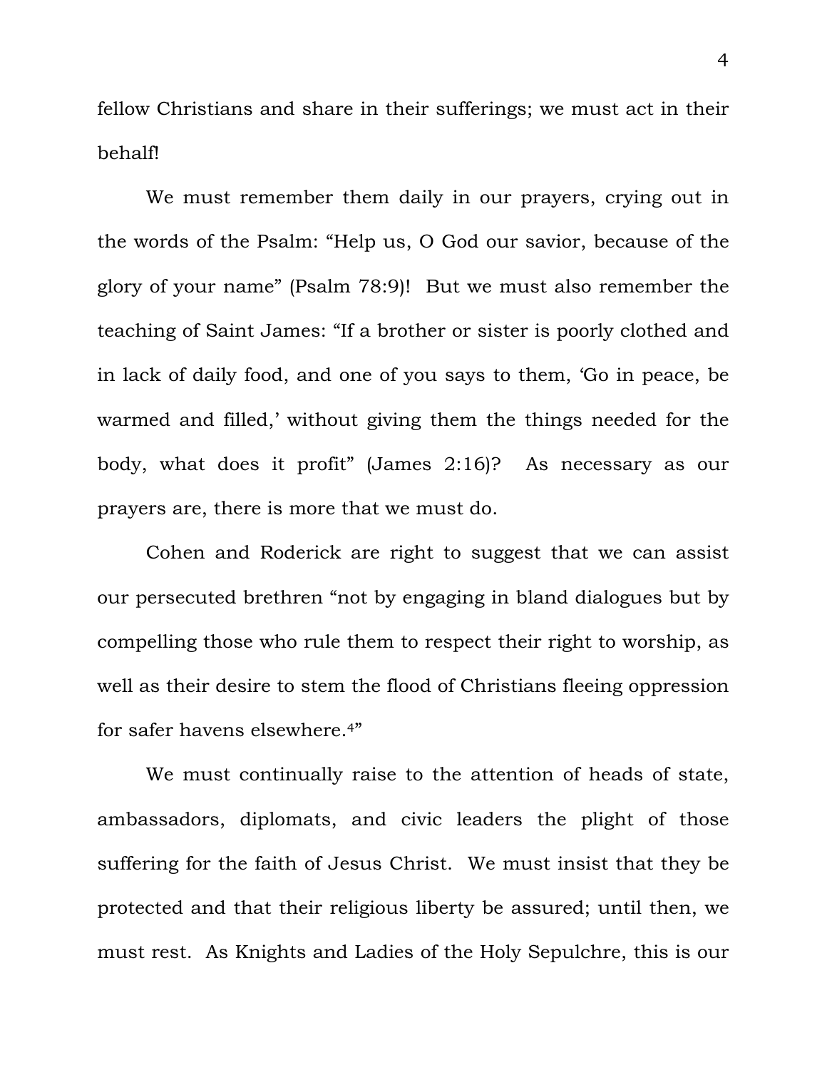fellow Christians and share in their sufferings; we must act in their behalf!

We must remember them daily in our prayers, crying out in the words of the Psalm: "Help us, O God our savior, because of the glory of your name" (Psalm 78:9)! But we must also remember the teaching of Saint James: "If a brother or sister is poorly clothed and in lack of daily food, and one of you says to them, 'Go in peace, be warmed and filled,' without giving them the things needed for the body, what does it profit" (James 2:16)? As necessary as our prayers are, there is more that we must do.

Cohen and Roderick are right to suggest that we can assist our persecuted brethren "not by engaging in bland dialogues but by compelling those who rule them to respect their right to worship, as well as their desire to stem the flood of Christians fleeing oppression for safer havens elsewhere.[4]"

We must continually raise to the attention of heads of state, ambassadors, diplomats, and civic leaders the plight of those suffering for the faith of Jesus Christ. We must insist that they be protected and that their religious liberty be assured; until then, we must rest. As Knights and Ladies of the Holy Sepulchre, this is our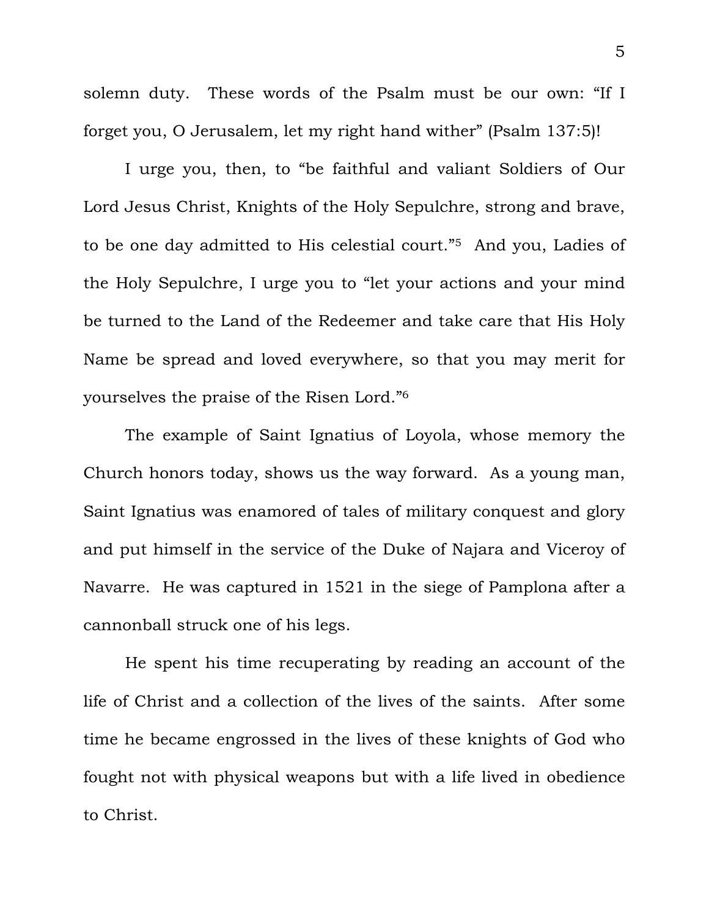solemn duty. These words of the Psalm must be our own: "If I forget you, O Jerusalem, let my right hand wither" (Psalm 137:5)!

I urge you, then, to "be faithful and valiant Soldiers of Our Lord Jesus Christ, Knights of the Holy Sepulchre, strong and brave, to be one day admitted to His celestial court."[5] And you, Ladies of the Holy Sepulchre, I urge you to "let your actions and your mind be turned to the Land of the Redeemer and take care that His Holy Name be spread and loved everywhere, so that you may merit for yourselves the praise of the Risen Lord."[6]

The example of Saint Ignatius of Loyola, whose memory the Church honors today, shows us the way forward. As a young man, Saint Ignatius was enamored of tales of military conquest and glory and put himself in the service of the Duke of Najara and Viceroy of Navarre. He was captured in 1521 in the siege of Pamplona after a cannonball struck one of his legs.

He spent his time recuperating by reading an account of the life of Christ and a collection of the lives of the saints. After some time he became engrossed in the lives of these knights of God who fought not with physical weapons but with a life lived in obedience to Christ.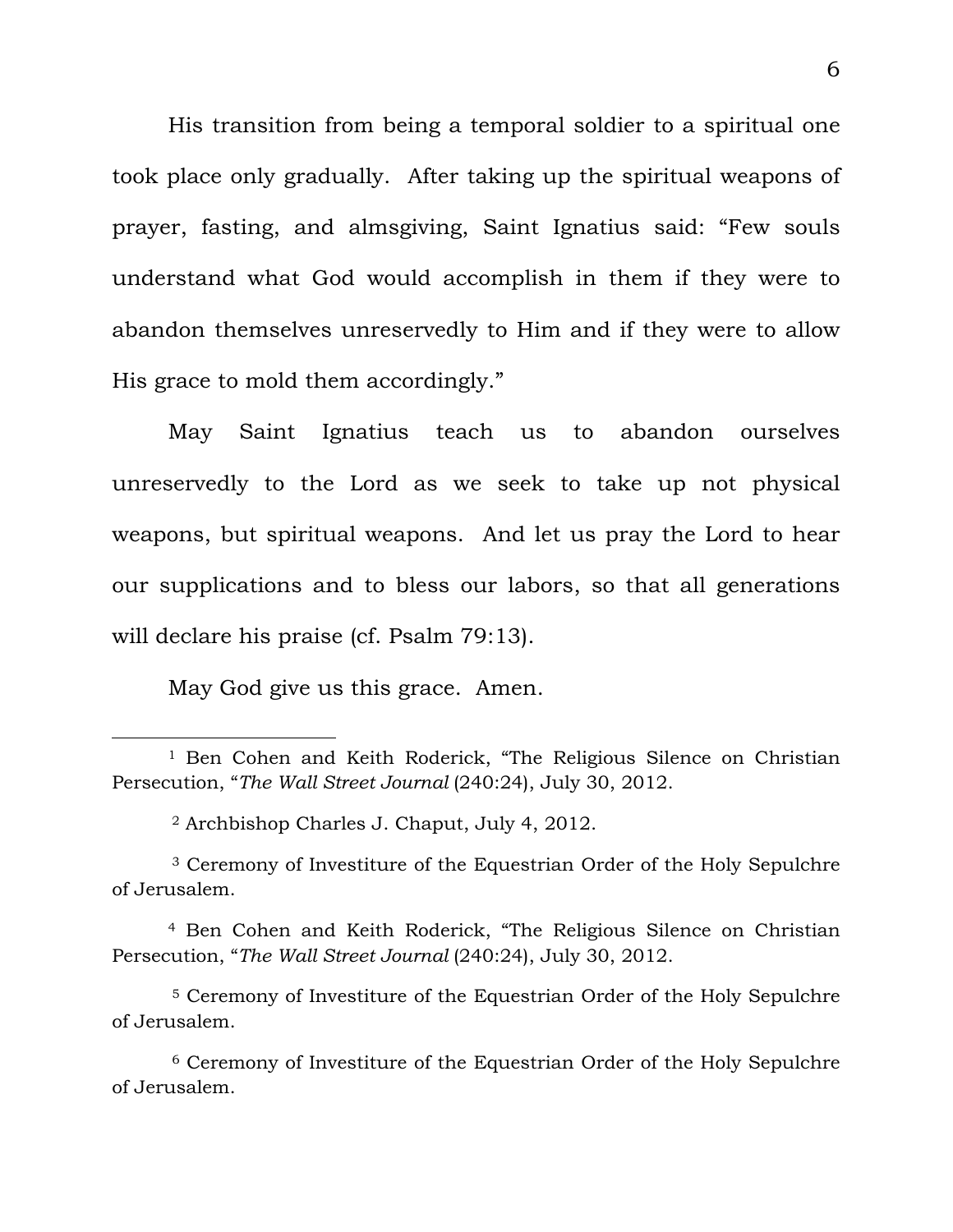His transition from being a temporal soldier to a spiritual one took place only gradually. After taking up the spiritual weapons of prayer, fasting, and almsgiving, Saint Ignatius said: "Few souls understand what God would accomplish in them if they were to abandon themselves unreservedly to Him and if they were to allow His grace to mold them accordingly."

May Saint Ignatius teach us to abandon ourselves unreservedly to the Lord as we seek to take up not physical weapons, but spiritual weapons. And let us pray the Lord to hear our supplications and to bless our labors, so that all generations will declare his praise (cf. Psalm 79:13).

May God give us this grace. Amen.

---

[1] Ben Cohen and Keith Roderick, "The Religious Silence on Christian Persecution, "*The Wall Street Journal* (240:24), July 30, 2012.

[2] Archbishop Charles J. Chaput, July 4, 2012.

[3] Ceremony of Investiture of the Equestrian Order of the Holy Sepulchre of Jerusalem.

[4] Ben Cohen and Keith Roderick, "The Religious Silence on Christian Persecution, "*The Wall Street Journal* (240:24), July 30, 2012.

[5] Ceremony of Investiture of the Equestrian Order of the Holy Sepulchre of Jerusalem.

[6] Ceremony of Investiture of the Equestrian Order of the Holy Sepulchre of Jerusalem.